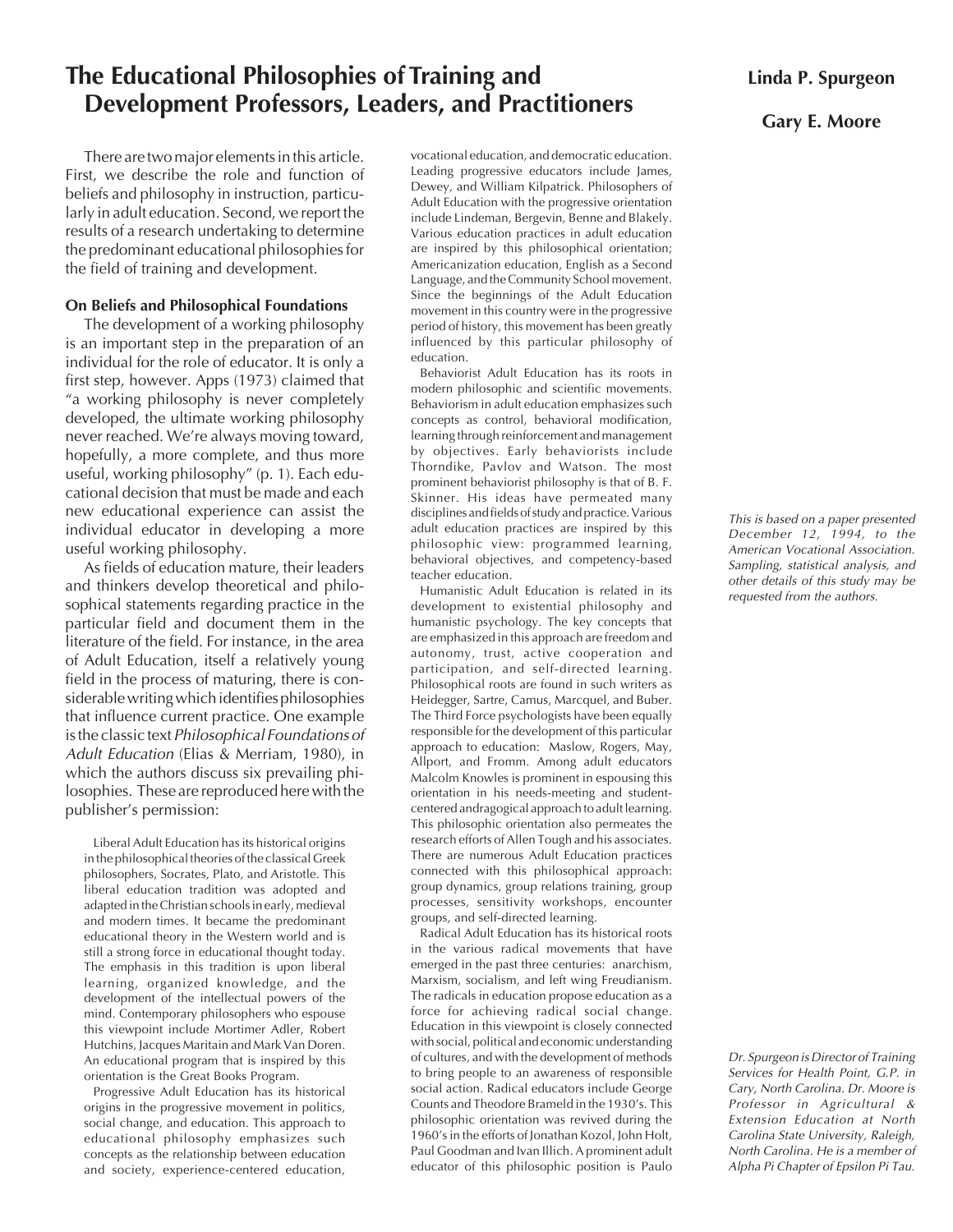# The Educational Philosophies of Training and Development Professors, Leaders, and Practitioners

**Linda P. Spurgeon**

**Gary E. Moore**

There are two major elements in this article. First, we describe the role and function of beliefs and philosophy in instruction, particularly in adult education. Second, we report the results of a research undertaking to determine the predominant educational philosophies for the field of training and development.

### On Beliefs and Philosophical Foundations

The development of a working philosophy is an important step in the preparation of an individual for the role of educator. It is only a first step, however. Apps (1973) claimed that "a working philosophy is never completely developed, the ultimate working philosophy never reached. We're always moving toward, hopefully, a more complete, and thus more useful, working philosophy" (p. 1). Each educational decision that must be made and each new educational experience can assist the individual educator in developing a more useful working philosophy.

As fields of education mature, their leaders and thinkers develop theoretical and philosophical statements regarding practice in the particular field and document them in the literature of the field. For instance, in the area of Adult Education, itself a relatively young field in the process of maturing, there is considerable writing which identifies philosophies that influence current practice. One example is the classic text *Philosophical Foundations of Adult Education* (Elias & Merriam, 1980), in which the authors discuss six prevailing philosophies. These are reproduced here with the publisher's permission:

> Liberal Adult Education has its historical origins in the philosophical theories of the classical Greek philosophers, Socrates, Plato, and Aristotle. This liberal education tradition was adopted and adapted in the Christian schools in early, medieval and modern times. It became the predominant educational theory in the Western world and is still a strong force in educational thought today. The emphasis in this tradition is upon liberal learning, organized knowledge, and the development of the intellectual powers of the mind. Contemporary philosophers who espouse this viewpoint include Mortimer Adler, Robert Hutchins, Jacques Maritain and Mark Van Doren. An educational program that is inspired by this orientation is the Great Books Program.
>
> Progressive Adult Education has its historical origins in the progressive movement in politics, social change, and education. This approach to educational philosophy emphasizes such concepts as the relationship between education and society, experience-centered education, vocational education, and democratic education. Leading progressive educators include James, Dewey, and William Kilpatrick. Philosophers of Adult Education with the progressive orientation include Lindeman, Bergevin, Benne and Blakely. Various education practices in adult education are inspired by this philosophical orientation; Americanization education, English as a Second Language, and the Community School movement. Since the beginnings of the Adult Education movement in this country were in the progressive period of history, this movement has been greatly influenced by this particular philosophy of education.
>
> Behaviorist Adult Education has its roots in modern philosophic and scientific movements. Behaviorism in adult education emphasizes such concepts as control, behavioral modification, learning through reinforcement and management by objectives. Early behaviorists include Thorndike, Pavlov and Watson. The most prominent behaviorist philosophy is that of B. F. Skinner. His ideas have permeated many disciplines and fields of study and practice. Various adult education practices are inspired by this philosophic view: programmed learning, behavioral objectives, and competency-based teacher education.
>
> Humanistic Adult Education is related in its development to existential philosophy and humanistic psychology. The key concepts that are emphasized in this approach are freedom and autonomy, trust, active cooperation and participation, and self-directed learning. Philosophical roots are found in such writers as Heidegger, Sartre, Camus, Marcquel, and Buber. The Third Force psychologists have been equally responsible for the development of this particular approach to education: Maslow, Rogers, May, Allport, and Fromm. Among adult educators Malcolm Knowles is prominent in espousing this orientation in his needs-meeting and student-centered andragogical approach to adult learning. This philosophic orientation also permeates the research efforts of Allen Tough and his associates. There are numerous Adult Education practices connected with this philosophical approach: group dynamics, group relations training, group processes, sensitivity workshops, encounter groups, and self-directed learning.
>
> Radical Adult Education has its historical roots in the various radical movements that have emerged in the past three centuries: anarchism, Marxism, socialism, and left wing Freudianism. The radicals in education propose education as a force for achieving radical social change. Education in this viewpoint is closely connected with social, political and economic understanding of cultures, and with the development of methods to bring people to an awareness of responsible social action. Radical educators include George Counts and Theodore Brameld in the 1930's. This philosophic orientation was revived during the 1960's in the efforts of Jonathan Kozol, John Holt, Paul Goodman and Ivan Illich. A prominent adult educator of this philosophic position is Paulo

*This is based on a paper presented December 12, 1994, to the American Vocational Association. Sampling, statistical analysis, and other details of this study may be requested from the authors.*

*Dr. Spurgeon is Director of Training Services for Health Point, G.P. in Cary, North Carolina. Dr. Moore is Professor in Agricultural & Extension Education at North Carolina State University, Raleigh, North Carolina. He is a member of Alpha Pi Chapter of Epsilon Pi Tau.*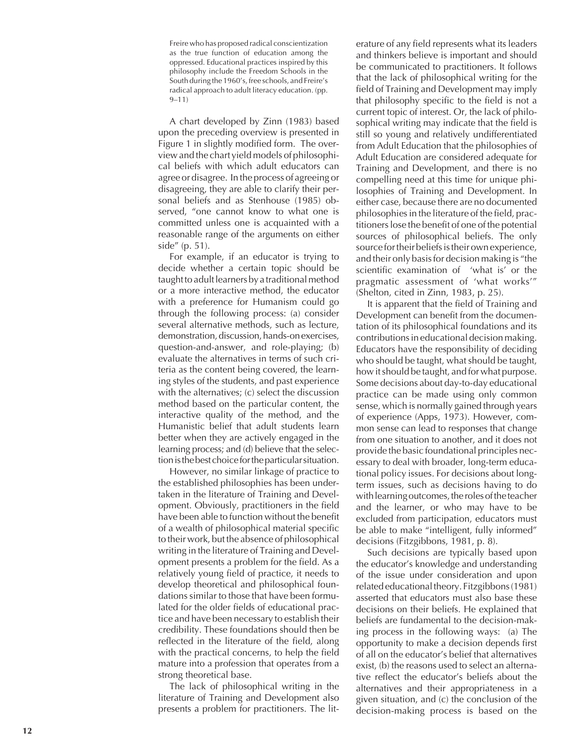> Freire who has proposed radical conscientization as the true function of education among the oppressed. Educational practices inspired by this philosophy include the Freedom Schools in the South during the 1960's, free schools, and Freire's radical approach to adult literacy education. (pp. 9–11)

A chart developed by Zinn (1983) based upon the preceding overview is presented in Figure 1 in slightly modified form. The overview and the chart yield models of philosophical beliefs with which adult educators can agree or disagree. In the process of agreeing or disagreeing, they are able to clarify their personal beliefs and as Stenhouse (1985) observed, "one cannot know to what one is committed unless one is acquainted with a reasonable range of the arguments on either side" (p. 51).

For example, if an educator is trying to decide whether a certain topic should be taught to adult learners by a traditional method or a more interactive method, the educator with a preference for Humanism could go through the following process: (a) consider several alternative methods, such as lecture, demonstration, discussion, hands-on exercises, question-and-answer, and role-playing; (b) evaluate the alternatives in terms of such criteria as the content being covered, the learning styles of the students, and past experience with the alternatives; (c) select the discussion method based on the particular content, the interactive quality of the method, and the Humanistic belief that adult students learn better when they are actively engaged in the learning process; and (d) believe that the selection is the best choice for the particular situation.

However, no similar linkage of practice to the established philosophies has been undertaken in the literature of Training and Development. Obviously, practitioners in the field have been able to function without the benefit of a wealth of philosophical material specific to their work, but the absence of philosophical writing in the literature of Training and Development presents a problem for the field. As a relatively young field of practice, it needs to develop theoretical and philosophical foundations similar to those that have been formulated for the older fields of educational practice and have been necessary to establish their credibility. These foundations should then be reflected in the literature of the field, along with the practical concerns, to help the field mature into a profession that operates from a strong theoretical base.

The lack of philosophical writing in the literature of Training and Development also presents a problem for practitioners. The literature of any field represents what its leaders and thinkers believe is important and should be communicated to practitioners. It follows that the lack of philosophical writing for the field of Training and Development may imply that philosophy specific to the field is not a current topic of interest. Or, the lack of philosophical writing may indicate that the field is still so young and relatively undifferentiated from Adult Education that the philosophies of Adult Education are considered adequate for Training and Development, and there is no compelling need at this time for unique philosophies of Training and Development. In either case, because there are no documented philosophies in the literature of the field, practitioners lose the benefit of one of the potential sources of philosophical beliefs. The only source for their beliefs is their own experience, and their only basis for decision making is "the scientific examination of 'what is' or the pragmatic assessment of 'what works'" (Shelton, cited in Zinn, 1983, p. 25).

It is apparent that the field of Training and Development can benefit from the documentation of its philosophical foundations and its contributions in educational decision making. Educators have the responsibility of deciding who should be taught, what should be taught, how it should be taught, and for what purpose. Some decisions about day-to-day educational practice can be made using only common sense, which is normally gained through years of experience (Apps, 1973). However, common sense can lead to responses that change from one situation to another, and it does not provide the basic foundational principles necessary to deal with broader, long-term educational policy issues. For decisions about long-term issues, such as decisions having to do with learning outcomes, the roles of the teacher and the learner, or who may have to be excluded from participation, educators must be able to make "intelligent, fully informed" decisions (Fitzgibbons, 1981, p. 8).

Such decisions are typically based upon the educator's knowledge and understanding of the issue under consideration and upon related educational theory. Fitzgibbons (1981) asserted that educators must also base these decisions on their beliefs. He explained that beliefs are fundamental to the decision-making process in the following ways: (a) The opportunity to make a decision depends first of all on the educator's belief that alternatives exist, (b) the reasons used to select an alternative reflect the educator's beliefs about the alternatives and their appropriateness in a given situation, and (c) the conclusion of the decision-making process is based on the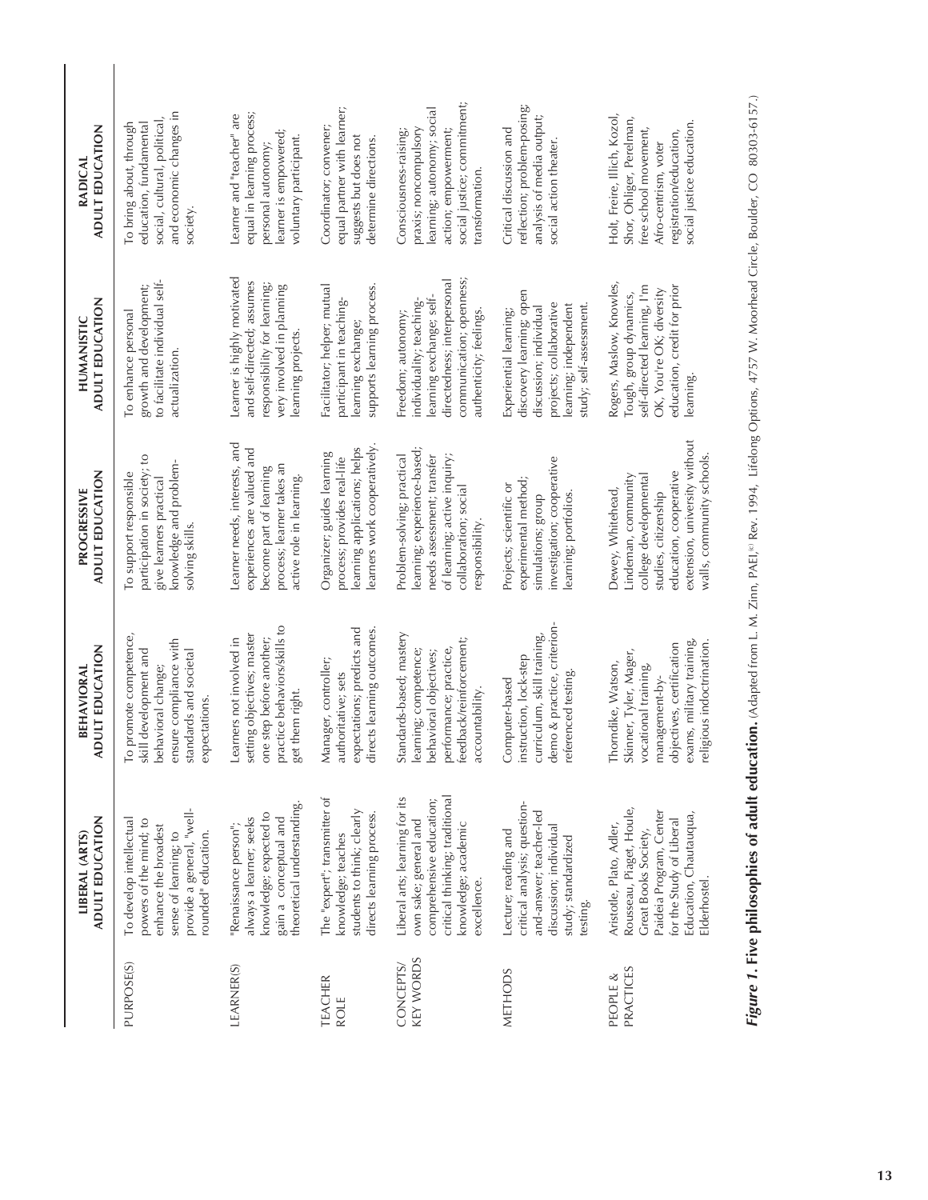| | LIBERAL (ARTS) ADULT EDUCATION | BEHAVIORAL ADULT EDUCATION | PROGRESSIVE ADULT EDUCATION | HUMANISTIC ADULT EDUCATION | RADICAL ADULT EDUCATION |
|---|---|---|---|---|---|
| PURPOSE(S) | To develop intellectual powers of the mind; to enhance the broadest sense of learning; to provide a general, "well-rounded" education. | To promote competence, skill development and behavioral change; ensure compliance with standards and societal expectations. | To support responsible participation in society; to give learners practical knowledge and problem-solving skills. | To enhance personal growth and development; to facilitate individual self-actualization. | To bring about, through education, fundamental social, cultural, political, and economic changes in society. |
| LEARNER(S) | "Renaissance person"; always a learner; seeks knowledge; expected to gain a conceptual and theoretical understanding. | Learners not involved in setting objectives; master one step before another; practice behaviors/skills to get them right. | Learner needs, interests, and experiences are valued and become part of learning process; learner takes an active role in learning. | Learner is highly motivated and self-directed; assumes responsibility for learning; very involved in planning learning projects. | Learner and "teacher" are equal in learning process; personal autonomy; learner is empowered; voluntary participant. |
| TEACHER ROLE | The "expert"; transmitter of knowledge; teaches students to think; clearly directs learning process. | Manager, controller; authoritative; sets expectations; predicts and directs learning outcomes. | Organizer; guides learning process; provides real-life learning applications; helps learners work cooperatively. | Facilitator; helper; mutual participant in teaching-learning exchange; supports learning process. | Coordinator; convener; equal partner with learner; suggests but does not determine directions. |
| CONCEPTS/ KEY WORDS | Liberal arts; learning for its own sake; general and comprehensive education; critical thinking; traditional knowledge; academic excellence. | Standards-based; mastery learning; competence; behavioral objectives; performance; practice, feedback/reinforcement; accountability. | Problem-solving; practical learning; experience-based; needs assessment; transfer of learning; active inquiry; collaboration; social responsibility. | Freedom; autonomy; individuality; teaching-learning exchange; self-directedness; interpersonal communication; openness; authenticity; feelings. | Consciousness-raising; praxis; noncompulsory learning; autonomy; social action; empowerment; social justice; commitment; transformation. |
| METHODS | Lecture; reading and critical analysis; question-and-answer; teacher-led discussion; individual study; standardized testing. | Computer-based instruction, lock-step curriculum, skill training, demo & practice, criterion-referenced testing. | Projects; scientific or experimental method; simulations; group investigation; cooperative learning; portfolios. | Experiential learning; discovery learning; open discussion; individual projects; collaborative learning; independent study; self-assessment. | Critical discussion and reflection; problem-posing; analysis of media output; social action theater. |
| PEOPLE & PRACTICES | Aristotle, Plato, Adler, Rousseau, Piaget, Houle, Great Books Society, Paideia Program, Center for the Study of Liberal Education, Chautauqua, Elderhostel. | Thorndike, Watson, Skinner, Tyler, Mager, vocational training, management-by-objectives, certification exams, military training, religious indoctrination. | Dewey, Whitehead, Lindeman, community college developmental studies, citizenship education, cooperative extension, university without walls, community schools. | Rogers, Maslow, Knowles, Tough, group dynamics, self-directed learning, I'm OK, You're OK; diversity education, credit for prior learning. | Holt, Freire, Illich, Kozol, Shor, Ohliger, Perelman, free school movement, Afro-centrism, voter registration/education, social justice education. |

***Figure 1*. Five philosophies of adult education.** (Adapted from L. M. Zinn, PAEI,© Rev. 1994, Lifelong Options, 4757 W. Moorhead Circle, Boulder, CO 80303-6157.)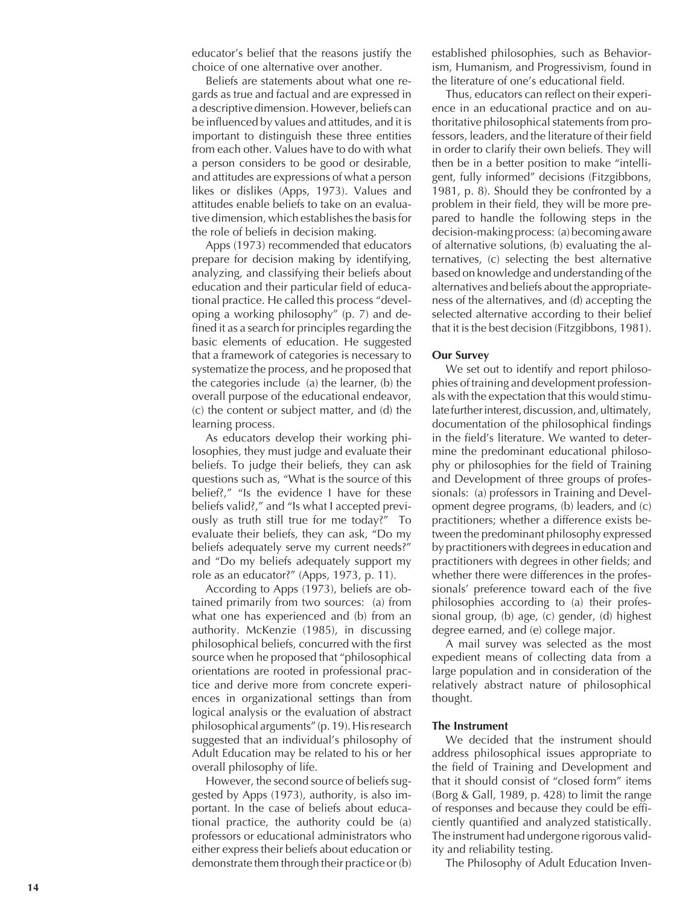educator's belief that the reasons justify the choice of one alternative over another.

Beliefs are statements about what one regards as true and factual and are expressed in a descriptive dimension. However, beliefs can be influenced by values and attitudes, and it is important to distinguish these three entities from each other. Values have to do with what a person considers to be good or desirable, and attitudes are expressions of what a person likes or dislikes (Apps, 1973). Values and attitudes enable beliefs to take on an evaluative dimension, which establishes the basis for the role of beliefs in decision making.

Apps (1973) recommended that educators prepare for decision making by identifying, analyzing, and classifying their beliefs about education and their particular field of educational practice. He called this process "developing a working philosophy" (p. 7) and defined it as a search for principles regarding the basic elements of education. He suggested that a framework of categories is necessary to systematize the process, and he proposed that the categories include (a) the learner, (b) the overall purpose of the educational endeavor, (c) the content or subject matter, and (d) the learning process.

As educators develop their working philosophies, they must judge and evaluate their beliefs. To judge their beliefs, they can ask questions such as, "What is the source of this belief?," "Is the evidence I have for these beliefs valid?," and "Is what I accepted previously as truth still true for me today?" To evaluate their beliefs, they can ask, "Do my beliefs adequately serve my current needs?" and "Do my beliefs adequately support my role as an educator?" (Apps, 1973, p. 11).

According to Apps (1973), beliefs are obtained primarily from two sources: (a) from what one has experienced and (b) from an authority. McKenzie (1985), in discussing philosophical beliefs, concurred with the first source when he proposed that "philosophical orientations are rooted in professional practice and derive more from concrete experiences in organizational settings than from logical analysis or the evaluation of abstract philosophical arguments" (p. 19). His research suggested that an individual's philosophy of Adult Education may be related to his or her overall philosophy of life.

However, the second source of beliefs suggested by Apps (1973), authority, is also important. In the case of beliefs about educational practice, the authority could be (a) professors or educational administrators who either express their beliefs about education or demonstrate them through their practice or (b) established philosophies, such as Behaviorism, Humanism, and Progressivism, found in the literature of one's educational field.

Thus, educators can reflect on their experience in an educational practice and on authoritative philosophical statements from professors, leaders, and the literature of their field in order to clarify their own beliefs. They will then be in a better position to make "intelligent, fully informed" decisions (Fitzgibbons, 1981, p. 8). Should they be confronted by a problem in their field, they will be more prepared to handle the following steps in the decision-making process: (a) becoming aware of alternative solutions, (b) evaluating the alternatives, (c) selecting the best alternative based on knowledge and understanding of the alternatives and beliefs about the appropriateness of the alternatives, and (d) accepting the selected alternative according to their belief that it is the best decision (Fitzgibbons, 1981).

**Our Survey**

We set out to identify and report philosophies of training and development professionals with the expectation that this would stimulate further interest, discussion, and, ultimately, documentation of the philosophical findings in the field's literature. We wanted to determine the predominant educational philosophy or philosophies for the field of Training and Development of three groups of professionals: (a) professors in Training and Development degree programs, (b) leaders, and (c) practitioners; whether a difference exists between the predominant philosophy expressed by practitioners with degrees in education and practitioners with degrees in other fields; and whether there were differences in the professionals' preference toward each of the five philosophies according to (a) their professional group, (b) age, (c) gender, (d) highest degree earned, and (e) college major.

A mail survey was selected as the most expedient means of collecting data from a large population and in consideration of the relatively abstract nature of philosophical thought.

**The Instrument**

We decided that the instrument should address philosophical issues appropriate to the field of Training and Development and that it should consist of "closed form" items (Borg & Gall, 1989, p. 428) to limit the range of responses and because they could be efficiently quantified and analyzed statistically. The instrument had undergone rigorous validity and reliability testing.

The Philosophy of Adult Education Inven-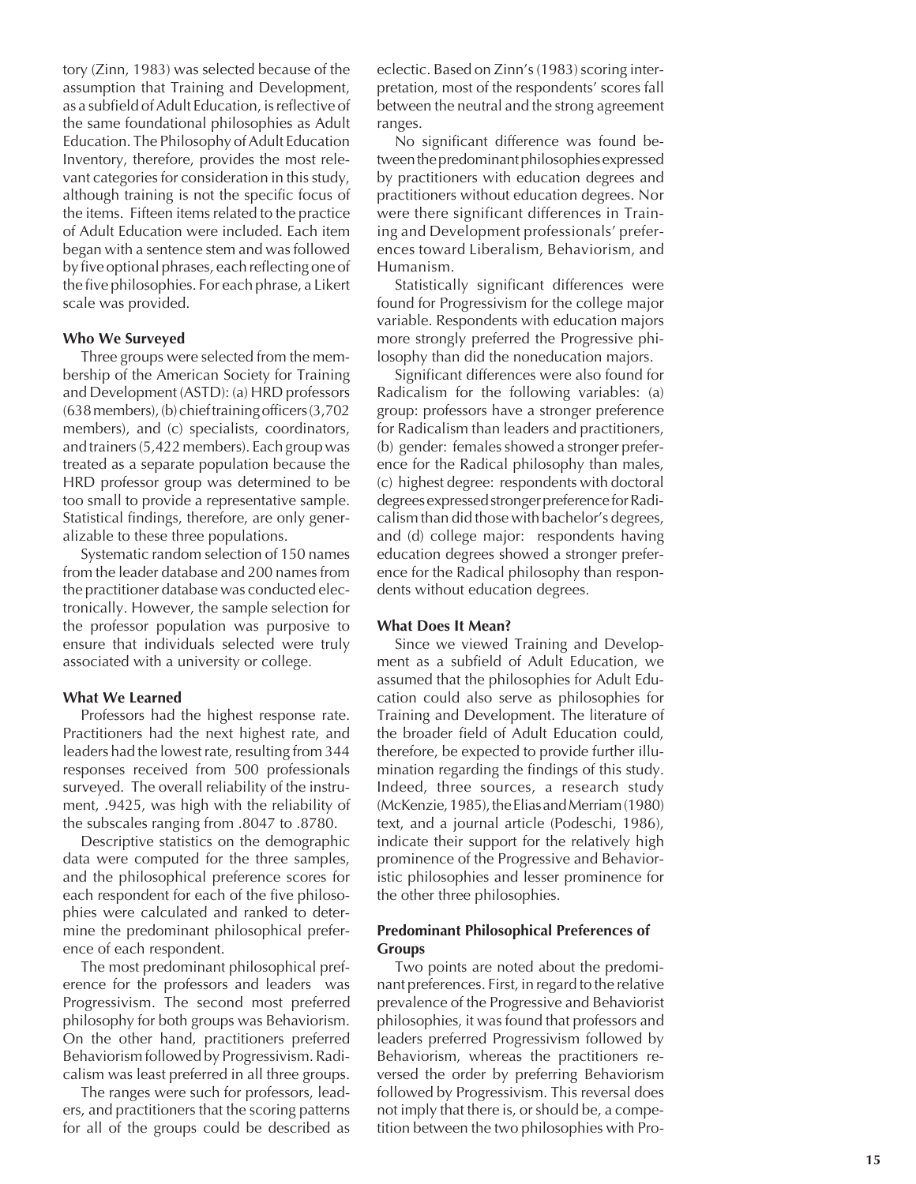tory (Zinn, 1983) was selected because of the assumption that Training and Development, as a subfield of Adult Education, is reflective of the same foundational philosophies as Adult Education. The Philosophy of Adult Education Inventory, therefore, provides the most relevant categories for consideration in this study, although training is not the specific focus of the items. Fifteen items related to the practice of Adult Education were included. Each item began with a sentence stem and was followed by five optional phrases, each reflecting one of the five philosophies. For each phrase, a Likert scale was provided.

**Who We Surveyed**

Three groups were selected from the membership of the American Society for Training and Development (ASTD): (a) HRD professors (638 members), (b) chief training officers (3,702 members), and (c) specialists, coordinators, and trainers (5,422 members). Each group was treated as a separate population because the HRD professor group was determined to be too small to provide a representative sample. Statistical findings, therefore, are only generalizable to these three populations.

Systematic random selection of 150 names from the leader database and 200 names from the practitioner database was conducted electronically. However, the sample selection for the professor population was purposive to ensure that individuals selected were truly associated with a university or college.

**What We Learned**

Professors had the highest response rate. Practitioners had the next highest rate, and leaders had the lowest rate, resulting from 344 responses received from 500 professionals surveyed. The overall reliability of the instrument, .9425, was high with the reliability of the subscales ranging from .8047 to .8780.

Descriptive statistics on the demographic data were computed for the three samples, and the philosophical preference scores for each respondent for each of the five philosophies were calculated and ranked to determine the predominant philosophical preference of each respondent.

The most predominant philosophical preference for the professors and leaders was Progressivism. The second most preferred philosophy for both groups was Behaviorism. On the other hand, practitioners preferred Behaviorism followed by Progressivism. Radicalism was least preferred in all three groups.

The ranges were such for professors, leaders, and practitioners that the scoring patterns for all of the groups could be described as eclectic. Based on Zinn's (1983) scoring interpretation, most of the respondents' scores fall between the neutral and the strong agreement ranges.

No significant difference was found between the predominant philosophies expressed by practitioners with education degrees and practitioners without education degrees. Nor were there significant differences in Training and Development professionals' preferences toward Liberalism, Behaviorism, and Humanism.

Statistically significant differences were found for Progressivism for the college major variable. Respondents with education majors more strongly preferred the Progressive philosophy than did the noneducation majors.

Significant differences were also found for Radicalism for the following variables: (a) group: professors have a stronger preference for Radicalism than leaders and practitioners, (b) gender: females showed a stronger preference for the Radical philosophy than males, (c) highest degree: respondents with doctoral degrees expressed stronger preference for Radicalism than did those with bachelor's degrees, and (d) college major: respondents having education degrees showed a stronger preference for the Radical philosophy than respondents without education degrees.

**What Does It Mean?**

Since we viewed Training and Development as a subfield of Adult Education, we assumed that the philosophies for Adult Education could also serve as philosophies for Training and Development. The literature of the broader field of Adult Education could, therefore, be expected to provide further illumination regarding the findings of this study. Indeed, three sources, a research study (McKenzie, 1985), the Elias and Merriam (1980) text, and a journal article (Podeschi, 1986), indicate their support for the relatively high prominence of the Progressive and Behavioristic philosophies and lesser prominence for the other three philosophies.

**Predominant Philosophical Preferences of Groups**

Two points are noted about the predominant preferences. First, in regard to the relative prevalence of the Progressive and Behaviorist philosophies, it was found that professors and leaders preferred Progressivism followed by Behaviorism, whereas the practitioners reversed the order by preferring Behaviorism followed by Progressivism. This reversal does not imply that there is, or should be, a competition between the two philosophies with Pro-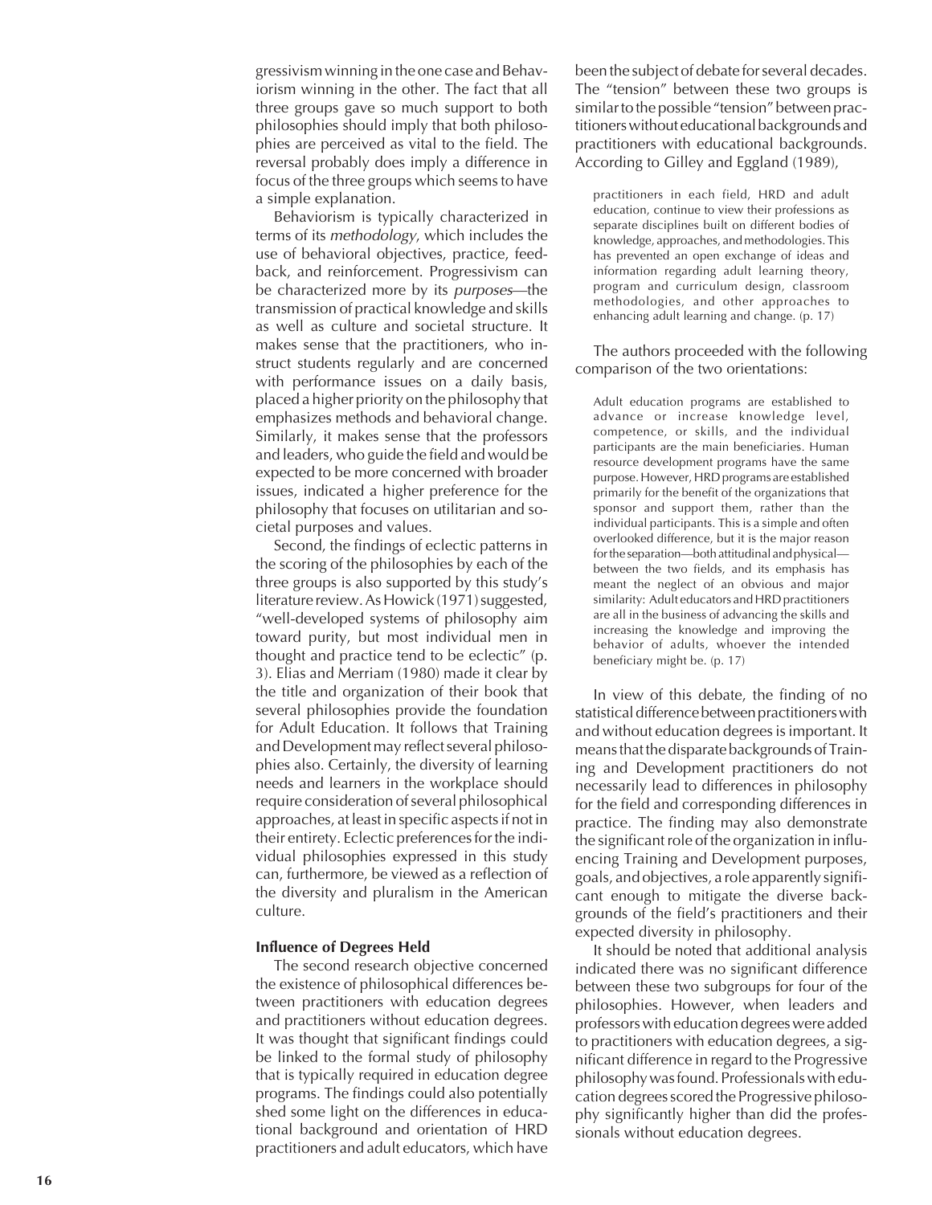gressivism winning in the one case and Behaviorism winning in the other. The fact that all three groups gave so much support to both philosophies should imply that both philosophies are perceived as vital to the field. The reversal probably does imply a difference in focus of the three groups which seems to have a simple explanation.

Behaviorism is typically characterized in terms of its *methodology*, which includes the use of behavioral objectives, practice, feedback, and reinforcement. Progressivism can be characterized more by its *purposes*—the transmission of practical knowledge and skills as well as culture and societal structure. It makes sense that the practitioners, who instruct students regularly and are concerned with performance issues on a daily basis, placed a higher priority on the philosophy that emphasizes methods and behavioral change. Similarly, it makes sense that the professors and leaders, who guide the field and would be expected to be more concerned with broader issues, indicated a higher preference for the philosophy that focuses on utilitarian and societal purposes and values.

Second, the findings of eclectic patterns in the scoring of the philosophies by each of the three groups is also supported by this study's literature review. As Howick (1971) suggested, "well-developed systems of philosophy aim toward purity, but most individual men in thought and practice tend to be eclectic" (p. 3). Elias and Merriam (1980) made it clear by the title and organization of their book that several philosophies provide the foundation for Adult Education. It follows that Training and Development may reflect several philosophies also. Certainly, the diversity of learning needs and learners in the workplace should require consideration of several philosophical approaches, at least in specific aspects if not in their entirety. Eclectic preferences for the individual philosophies expressed in this study can, furthermore, be viewed as a reflection of the diversity and pluralism in the American culture.

**Influence of Degrees Held**

The second research objective concerned the existence of philosophical differences between practitioners with education degrees and practitioners without education degrees. It was thought that significant findings could be linked to the formal study of philosophy that is typically required in education degree programs. The findings could also potentially shed some light on the differences in educational background and orientation of HRD practitioners and adult educators, which have been the subject of debate for several decades. The "tension" between these two groups is similar to the possible "tension" between practitioners without educational backgrounds and practitioners with educational backgrounds. According to Gilley and Eggland (1989),

> practitioners in each field, HRD and adult education, continue to view their professions as separate disciplines built on different bodies of knowledge, approaches, and methodologies. This has prevented an open exchange of ideas and information regarding adult learning theory, program and curriculum design, classroom methodologies, and other approaches to enhancing adult learning and change. (p. 17)

The authors proceeded with the following comparison of the two orientations:

> Adult education programs are established to advance or increase knowledge level, competence, or skills, and the individual participants are the main beneficiaries. Human resource development programs have the same purpose. However, HRD programs are established primarily for the benefit of the organizations that sponsor and support them, rather than the individual participants. This is a simple and often overlooked difference, but it is the major reason for the separation—both attitudinal and physical—between the two fields, and its emphasis has meant the neglect of an obvious and major similarity: Adult educators and HRD practitioners are all in the business of advancing the skills and increasing the knowledge and improving the behavior of adults, whoever the intended beneficiary might be. (p. 17)

In view of this debate, the finding of no statistical difference between practitioners with and without education degrees is important. It means that the disparate backgrounds of Training and Development practitioners do not necessarily lead to differences in philosophy for the field and corresponding differences in practice. The finding may also demonstrate the significant role of the organization in influencing Training and Development purposes, goals, and objectives, a role apparently significant enough to mitigate the diverse backgrounds of the field's practitioners and their expected diversity in philosophy.

It should be noted that additional analysis indicated there was no significant difference between these two subgroups for four of the philosophies. However, when leaders and professors with education degrees were added to practitioners with education degrees, a significant difference in regard to the Progressive philosophy was found. Professionals with education degrees scored the Progressive philosophy significantly higher than did the professionals without education degrees.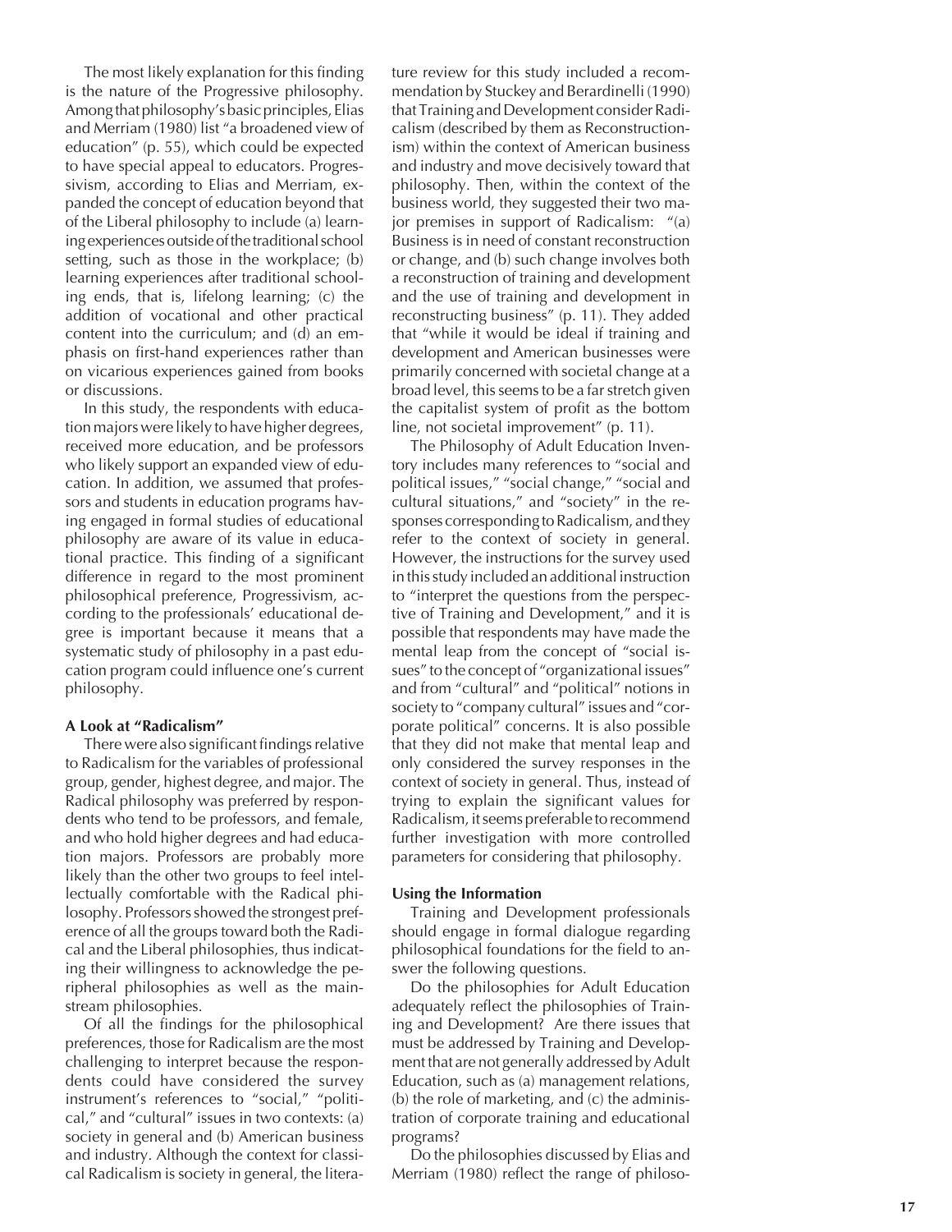The most likely explanation for this finding is the nature of the Progressive philosophy. Among that philosophy's basic principles, Elias and Merriam (1980) list "a broadened view of education" (p. 55), which could be expected to have special appeal to educators. Progressivism, according to Elias and Merriam, expanded the concept of education beyond that of the Liberal philosophy to include (a) learning experiences outside of the traditional school setting, such as those in the workplace; (b) learning experiences after traditional schooling ends, that is, lifelong learning; (c) the addition of vocational and other practical content into the curriculum; and (d) an emphasis on first-hand experiences rather than on vicarious experiences gained from books or discussions.

In this study, the respondents with education majors were likely to have higher degrees, received more education, and be professors who likely support an expanded view of education. In addition, we assumed that professors and students in education programs having engaged in formal studies of educational philosophy are aware of its value in educational practice. This finding of a significant difference in regard to the most prominent philosophical preference, Progressivism, according to the professionals' educational degree is important because it means that a systematic study of philosophy in a past education program could influence one's current philosophy.

### A Look at "Radicalism"

There were also significant findings relative to Radicalism for the variables of professional group, gender, highest degree, and major. The Radical philosophy was preferred by respondents who tend to be professors, and female, and who hold higher degrees and had education majors. Professors are probably more likely than the other two groups to feel intellectually comfortable with the Radical philosophy. Professors showed the strongest preference of all the groups toward both the Radical and the Liberal philosophies, thus indicating their willingness to acknowledge the peripheral philosophies as well as the mainstream philosophies.

Of all the findings for the philosophical preferences, those for Radicalism are the most challenging to interpret because the respondents could have considered the survey instrument's references to "social," "political," and "cultural" issues in two contexts: (a) society in general and (b) American business and industry. Although the context for classical Radicalism is society in general, the literature review for this study included a recommendation by Stuckey and Berardinelli (1990) that Training and Development consider Radicalism (described by them as Reconstructionism) within the context of American business and industry and move decisively toward that philosophy. Then, within the context of the business world, they suggested their two major premises in support of Radicalism: "(a) Business is in need of constant reconstruction or change, and (b) such change involves both a reconstruction of training and development and the use of training and development in reconstructing business" (p. 11). They added that "while it would be ideal if training and development and American businesses were primarily concerned with societal change at a broad level, this seems to be a far stretch given the capitalist system of profit as the bottom line, not societal improvement" (p. 11).

The Philosophy of Adult Education Inventory includes many references to "social and political issues," "social change," "social and cultural situations," and "society" in the responses corresponding to Radicalism, and they refer to the context of society in general. However, the instructions for the survey used in this study included an additional instruction to "interpret the questions from the perspective of Training and Development," and it is possible that respondents may have made the mental leap from the concept of "social issues" to the concept of "organizational issues" and from "cultural" and "political" notions in society to "company cultural" issues and "corporate political" concerns. It is also possible that they did not make that mental leap and only considered the survey responses in the context of society in general. Thus, instead of trying to explain the significant values for Radicalism, it seems preferable to recommend further investigation with more controlled parameters for considering that philosophy.

### Using the Information

Training and Development professionals should engage in formal dialogue regarding philosophical foundations for the field to answer the following questions.

Do the philosophies for Adult Education adequately reflect the philosophies of Training and Development? Are there issues that must be addressed by Training and Development that are not generally addressed by Adult Education, such as (a) management relations, (b) the role of marketing, and (c) the administration of corporate training and educational programs?

Do the philosophies discussed by Elias and Merriam (1980) reflect the range of philoso-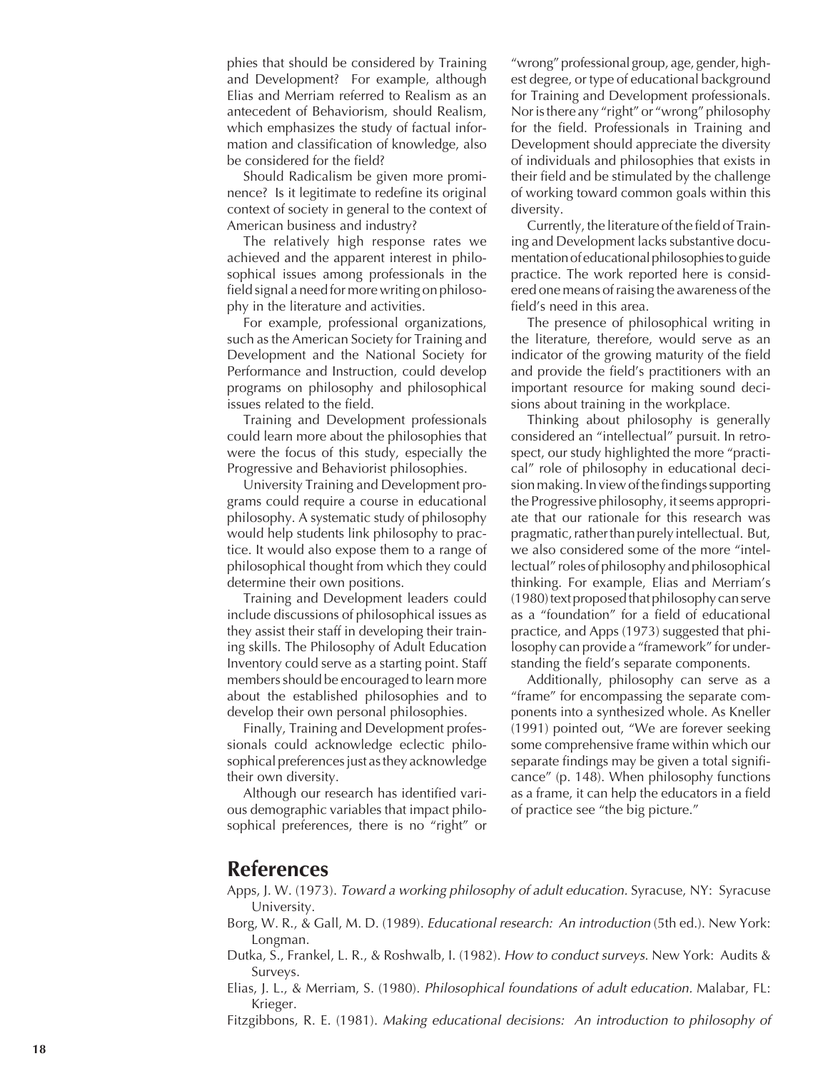phies that should be considered by Training and Development? For example, although Elias and Merriam referred to Realism as an antecedent of Behaviorism, should Realism, which emphasizes the study of factual information and classification of knowledge, also be considered for the field?

Should Radicalism be given more prominence? Is it legitimate to redefine its original context of society in general to the context of American business and industry?

The relatively high response rates we achieved and the apparent interest in philosophical issues among professionals in the field signal a need for more writing on philosophy in the literature and activities.

For example, professional organizations, such as the American Society for Training and Development and the National Society for Performance and Instruction, could develop programs on philosophy and philosophical issues related to the field.

Training and Development professionals could learn more about the philosophies that were the focus of this study, especially the Progressive and Behaviorist philosophies.

University Training and Development programs could require a course in educational philosophy. A systematic study of philosophy would help students link philosophy to practice. It would also expose them to a range of philosophical thought from which they could determine their own positions.

Training and Development leaders could include discussions of philosophical issues as they assist their staff in developing their training skills. The Philosophy of Adult Education Inventory could serve as a starting point. Staff members should be encouraged to learn more about the established philosophies and to develop their own personal philosophies.

Finally, Training and Development professionals could acknowledge eclectic philosophical preferences just as they acknowledge their own diversity.

Although our research has identified various demographic variables that impact philosophical preferences, there is no "right" or "wrong" professional group, age, gender, highest degree, or type of educational background for Training and Development professionals. Nor is there any "right" or "wrong" philosophy for the field. Professionals in Training and Development should appreciate the diversity of individuals and philosophies that exists in their field and be stimulated by the challenge of working toward common goals within this diversity.

Currently, the literature of the field of Training and Development lacks substantive documentation of educational philosophies to guide practice. The work reported here is considered one means of raising the awareness of the field's need in this area.

The presence of philosophical writing in the literature, therefore, would serve as an indicator of the growing maturity of the field and provide the field's practitioners with an important resource for making sound decisions about training in the workplace.

Thinking about philosophy is generally considered an "intellectual" pursuit. In retrospect, our study highlighted the more "practical" role of philosophy in educational decision making. In view of the findings supporting the Progressive philosophy, it seems appropriate that our rationale for this research was pragmatic, rather than purely intellectual. But, we also considered some of the more "intellectual" roles of philosophy and philosophical thinking. For example, Elias and Merriam's (1980) text proposed that philosophy can serve as a "foundation" for a field of educational practice, and Apps (1973) suggested that philosophy can provide a "framework" for understanding the field's separate components.

Additionally, philosophy can serve as a "frame" for encompassing the separate components into a synthesized whole. As Kneller (1991) pointed out, "We are forever seeking some comprehensive frame within which our separate findings may be given a total significance" (p. 148). When philosophy functions as a frame, it can help the educators in a field of practice see "the big picture."

## References

Apps, J. W. (1973). *Toward a working philosophy of adult education.* Syracuse, NY: Syracuse University.

Borg, W. R., & Gall, M. D. (1989). *Educational research: An introduction* (5th ed.). New York: Longman.

Dutka, S., Frankel, L. R., & Roshwalb, I. (1982). *How to conduct surveys.* New York: Audits & Surveys.

Elias, J. L., & Merriam, S. (1980). *Philosophical foundations of adult education.* Malabar, FL: Krieger.

Fitzgibbons, R. E. (1981). *Making educational decisions: An introduction to philosophy of*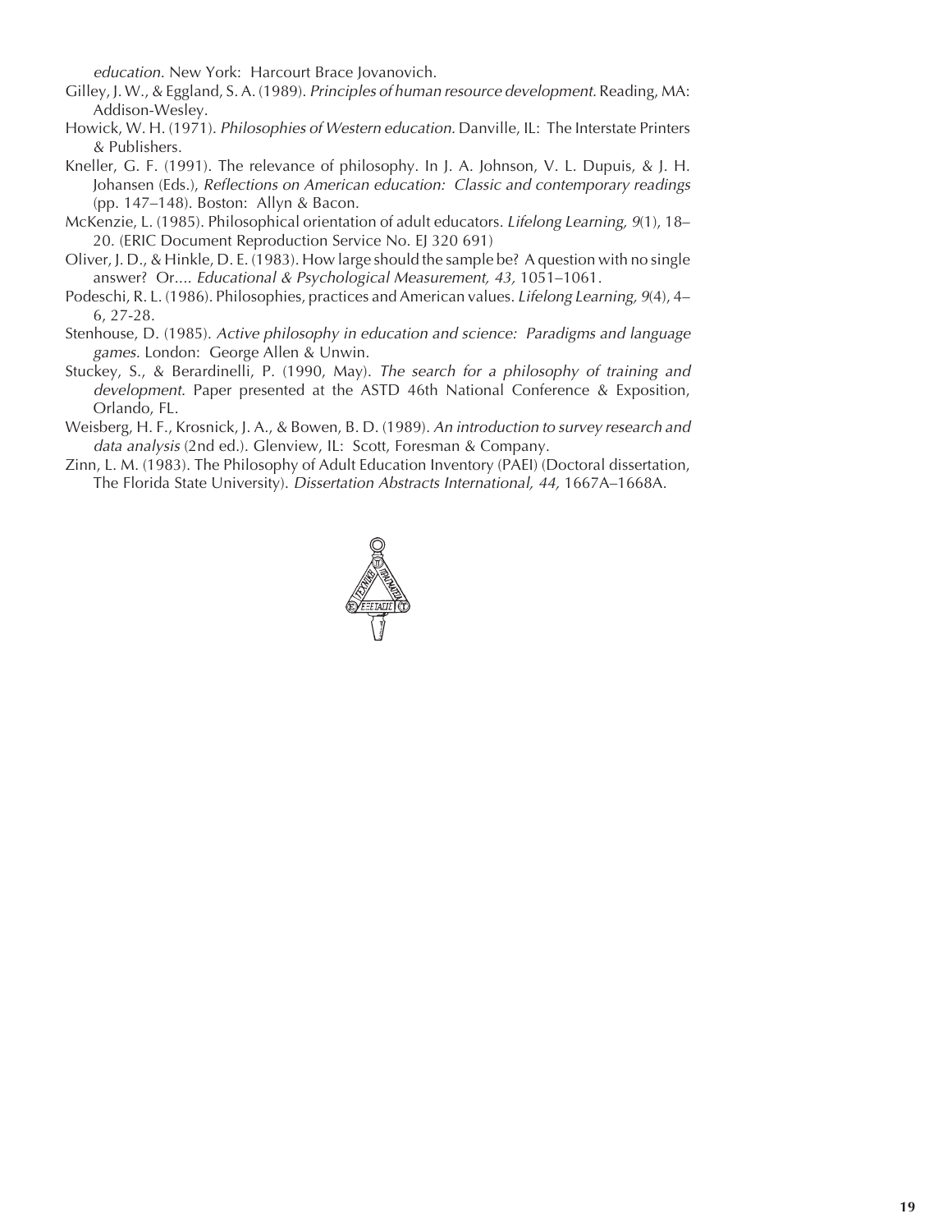*education.* New York: Harcourt Brace Jovanovich.

Gilley, J. W., & Eggland, S. A. (1989). *Principles of human resource development.* Reading, MA: Addison-Wesley.

Howick, W. H. (1971). *Philosophies of Western education.* Danville, IL: The Interstate Printers & Publishers.

Kneller, G. F. (1991). The relevance of philosophy. In J. A. Johnson, V. L. Dupuis, & J. H. Johansen (Eds.), *Reflections on American education: Classic and contemporary readings* (pp. 147–148). Boston: Allyn & Bacon.

McKenzie, L. (1985). Philosophical orientation of adult educators. *Lifelong Learning, 9*(1), 18–20. (ERIC Document Reproduction Service No. EJ 320 691)

Oliver, J. D., & Hinkle, D. E. (1983). How large should the sample be? A question with no single answer? Or.... *Educational & Psychological Measurement, 43,* 1051–1061.

Podeschi, R. L. (1986). Philosophies, practices and American values. *Lifelong Learning, 9*(4), 4–6, 27-28.

Stenhouse, D. (1985). *Active philosophy in education and science: Paradigms and language games.* London: George Allen & Unwin.

Stuckey, S., & Berardinelli, P. (1990, May). *The search for a philosophy of training and development.* Paper presented at the ASTD 46th National Conference & Exposition, Orlando, FL.

Weisberg, H. F., Krosnick, J. A., & Bowen, B. D. (1989). *An introduction to survey research and data analysis* (2nd ed.). Glenview, IL: Scott, Foresman & Company.

Zinn, L. M. (1983). The Philosophy of Adult Education Inventory (PAEI) (Doctoral dissertation, The Florida State University). *Dissertation Abstracts International, 44,* 1667A–1668A.